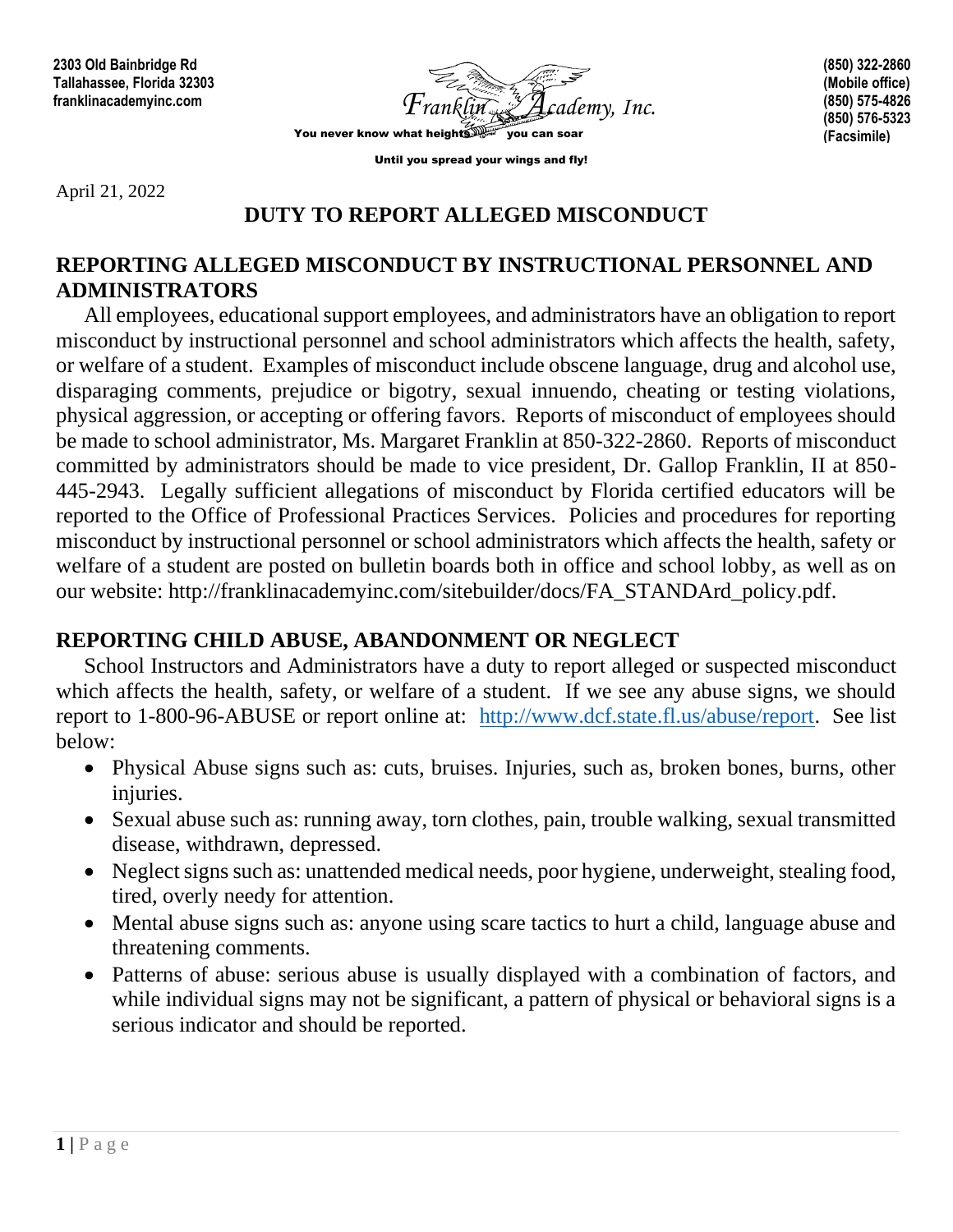2303 Old Bainbridge Rd
Tallahassee, Florida 32303
franklinacademyinc.com

Franklin Academy, Inc.

You never know what heights you can soar

Until you spread your wings and fly!

(850) 322-2860
(Mobile office)
(850) 575-4826
(850) 576-5323
(Facsimile)

April 21, 2022

# DUTY TO REPORT ALLEGED MISCONDUCT

## REPORTING ALLEGED MISCONDUCT BY INSTRUCTIONAL PERSONNEL AND ADMINISTRATORS

All employees, educational support employees, and administrators have an obligation to report misconduct by instructional personnel and school administrators which affects the health, safety, or welfare of a student. Examples of misconduct include obscene language, drug and alcohol use, disparaging comments, prejudice or bigotry, sexual innuendo, cheating or testing violations, physical aggression, or accepting or offering favors. Reports of misconduct of employees should be made to school administrator, Ms. Margaret Franklin at 850-322-2860. Reports of misconduct committed by administrators should be made to vice president, Dr. Gallop Franklin, II at 850-445-2943. Legally sufficient allegations of misconduct by Florida certified educators will be reported to the Office of Professional Practices Services. Policies and procedures for reporting misconduct by instructional personnel or school administrators which affects the health, safety or welfare of a student are posted on bulletin boards both in office and school lobby, as well as on our website: http://franklinacademyinc.com/sitebuilder/docs/FA_STANDArd_policy.pdf.

## REPORTING CHILD ABUSE, ABANDONMENT OR NEGLECT

School Instructors and Administrators have a duty to report alleged or suspected misconduct which affects the health, safety, or welfare of a student. If we see any abuse signs, we should report to 1-800-96-ABUSE or report online at: http://www.dcf.state.fl.us/abuse/report. See list below:

- Physical Abuse signs such as: cuts, bruises. Injuries, such as, broken bones, burns, other injuries.
- Sexual abuse such as: running away, torn clothes, pain, trouble walking, sexual transmitted disease, withdrawn, depressed.
- Neglect signs such as: unattended medical needs, poor hygiene, underweight, stealing food, tired, overly needy for attention.
- Mental abuse signs such as: anyone using scare tactics to hurt a child, language abuse and threatening comments.
- Patterns of abuse: serious abuse is usually displayed with a combination of factors, and while individual signs may not be significant, a pattern of physical or behavioral signs is a serious indicator and should be reported.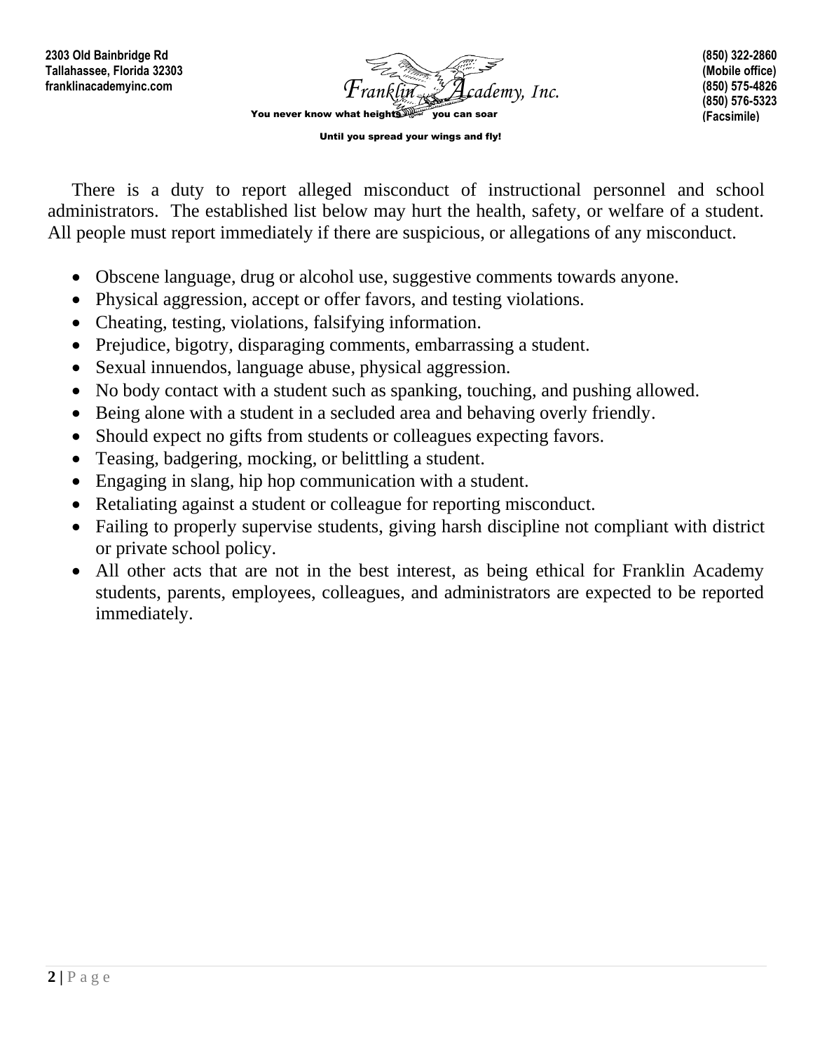There is a duty to report alleged misconduct of instructional personnel and school administrators. The established list below may hurt the health, safety, or welfare of a student. All people must report immediately if there are suspicious, or allegations of any misconduct.

- Obscene language, drug or alcohol use, suggestive comments towards anyone.
- Physical aggression, accept or offer favors, and testing violations.
- Cheating, testing, violations, falsifying information.
- Prejudice, bigotry, disparaging comments, embarrassing a student.
- Sexual innuendos, language abuse, physical aggression.
- No body contact with a student such as spanking, touching, and pushing allowed.
- Being alone with a student in a secluded area and behaving overly friendly.
- Should expect no gifts from students or colleagues expecting favors.
- Teasing, badgering, mocking, or belittling a student.
- Engaging in slang, hip hop communication with a student.
- Retaliating against a student or colleague for reporting misconduct.
- Failing to properly supervise students, giving harsh discipline not compliant with district or private school policy.
- All other acts that are not in the best interest, as being ethical for Franklin Academy students, parents, employees, colleagues, and administrators are expected to be reported immediately.